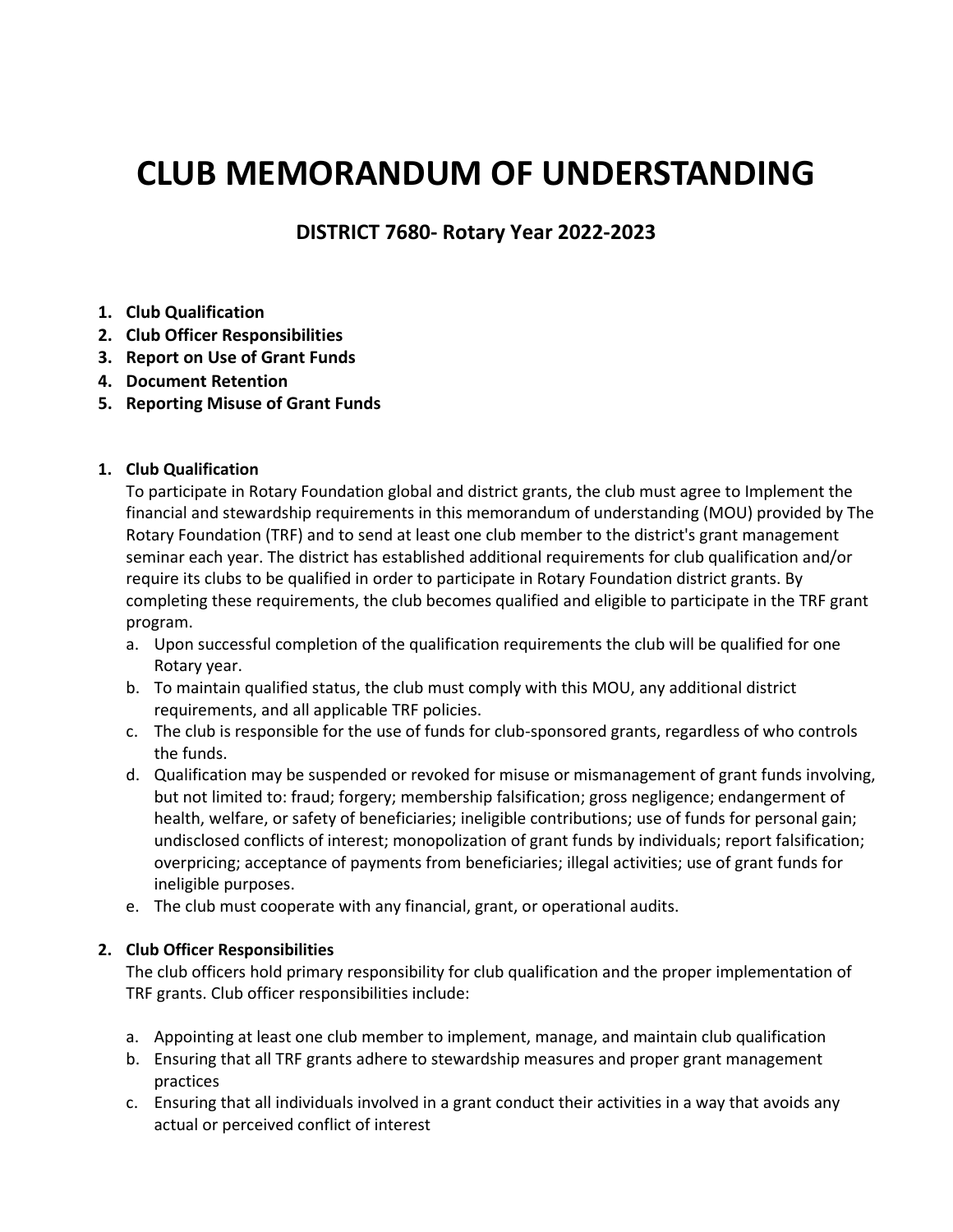# CLUB MEMORANDUM OF UNDERSTANDING

## DISTRICT 7680- Rotary Year 2022-2023

1. **Club Qualification**
2. **Club Officer Responsibilities**
3. **Report on Use of Grant Funds**
4. **Document Retention**
5. **Reporting Misuse of Grant Funds**

### 1. Club Qualification

To participate in Rotary Foundation global and district grants, the club must agree to Implement the financial and stewardship requirements in this memorandum of understanding (MOU) provided by The Rotary Foundation (TRF) and to send at least one club member to the district's grant management seminar each year. The district has established additional requirements for club qualification and/or require its clubs to be qualified in order to participate in Rotary Foundation district grants. By completing these requirements, the club becomes qualified and eligible to participate in the TRF grant program.

a. Upon successful completion of the qualification requirements the club will be qualified for one Rotary year.
b. To maintain qualified status, the club must comply with this MOU, any additional district requirements, and all applicable TRF policies.
c. The club is responsible for the use of funds for club-sponsored grants, regardless of who controls the funds.
d. Qualification may be suspended or revoked for misuse or mismanagement of grant funds involving, but not limited to: fraud; forgery; membership falsification; gross negligence; endangerment of health, welfare, or safety of beneficiaries; ineligible contributions; use of funds for personal gain; undisclosed conflicts of interest; monopolization of grant funds by individuals; report falsification; overpricing; acceptance of payments from beneficiaries; illegal activities; use of grant funds for ineligible purposes.
e. The club must cooperate with any financial, grant, or operational audits.

### 2. Club Officer Responsibilities

The club officers hold primary responsibility for club qualification and the proper implementation of TRF grants. Club officer responsibilities include:

a. Appointing at least one club member to implement, manage, and maintain club qualification
b. Ensuring that all TRF grants adhere to stewardship measures and proper grant management practices
c. Ensuring that all individuals involved in a grant conduct their activities in a way that avoids any actual or perceived conflict of interest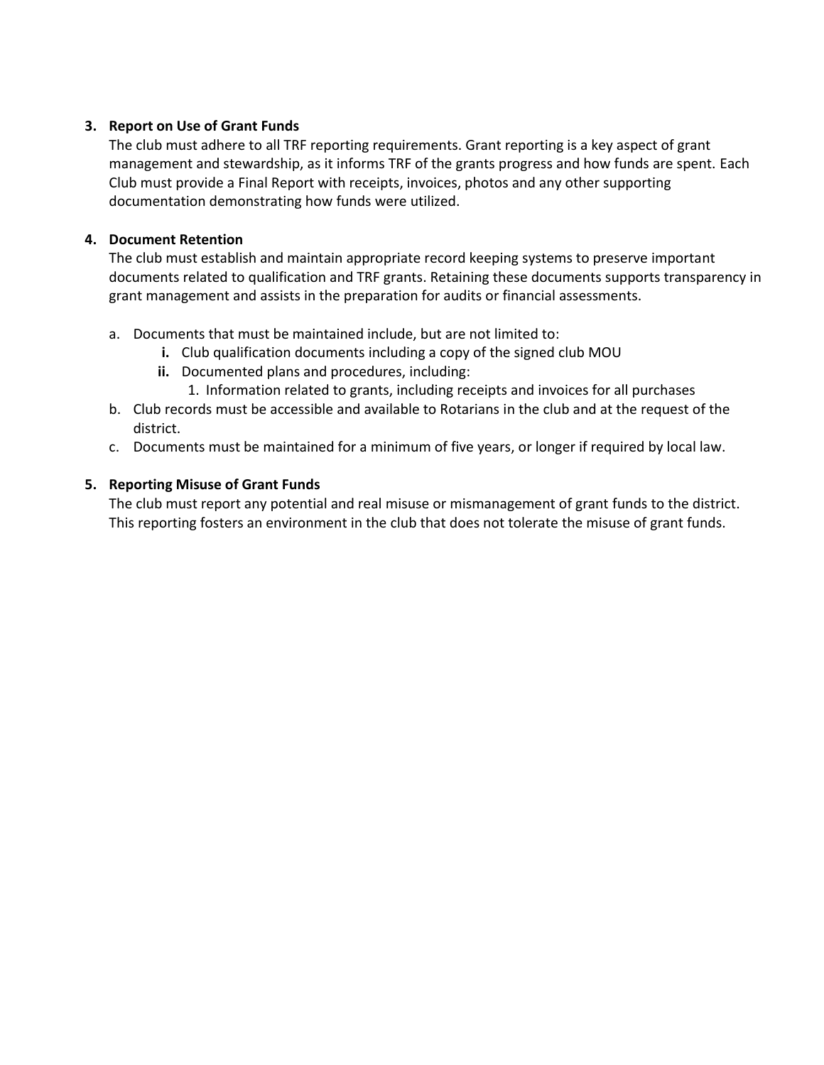3. **Report on Use of Grant Funds**

   The club must adhere to all TRF reporting requirements. Grant reporting is a key aspect of grant management and stewardship, as it informs TRF of the grants progress and how funds are spent. Each Club must provide a Final Report with receipts, invoices, photos and any other supporting documentation demonstrating how funds were utilized.

4. **Document Retention**

   The club must establish and maintain appropriate record keeping systems to preserve important documents related to qualification and TRF grants. Retaining these documents supports transparency in grant management and assists in the preparation for audits or financial assessments.

   a. Documents that must be maintained include, but are not limited to:
      - **i.** Club qualification documents including a copy of the signed club MOU
      - **ii.** Documented plans and procedures, including:
        1. Information related to grants, including receipts and invoices for all purchases

   b. Club records must be accessible and available to Rotarians in the club and at the request of the district.

   c. Documents must be maintained for a minimum of five years, or longer if required by local law.

5. **Reporting Misuse of Grant Funds**

   The club must report any potential and real misuse or mismanagement of grant funds to the district. This reporting fosters an environment in the club that does not tolerate the misuse of grant funds.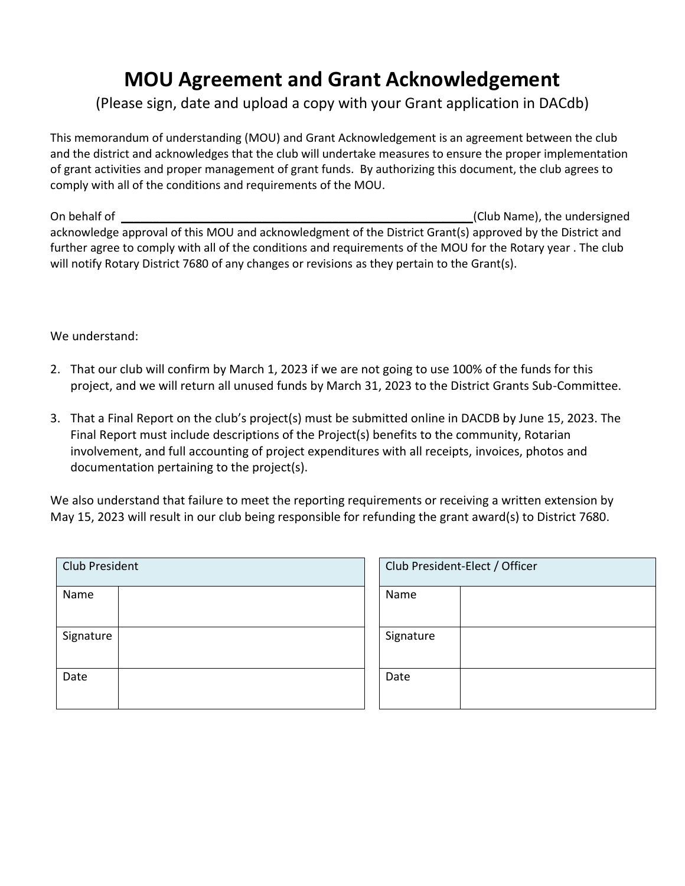# MOU Agreement and Grant Acknowledgement

(Please sign, date and upload a copy with your Grant application in DACdb)

This memorandum of understanding (MOU) and Grant Acknowledgement is an agreement between the club and the district and acknowledges that the club will undertake measures to ensure the proper implementation of grant activities and proper management of grant funds. By authorizing this document, the club agrees to comply with all of the conditions and requirements of the MOU.

On behalf of ________________________________________________________(Club Name), the undersigned acknowledge approval of this MOU and acknowledgment of the District Grant(s) approved by the District and further agree to comply with all of the conditions and requirements of the MOU for the Rotary year . The club will notify Rotary District 7680 of any changes or revisions as they pertain to the Grant(s).

We understand:

2. That our club will confirm by March 1, 2023 if we are not going to use 100% of the funds for this project, and we will return all unused funds by March 31, 2023 to the District Grants Sub-Committee.
3. That a Final Report on the club's project(s) must be submitted online in DACDB by June 15, 2023. The Final Report must include descriptions of the Project(s) benefits to the community, Rotarian involvement, and full accounting of project expenditures with all receipts, invoices, photos and documentation pertaining to the project(s).

We also understand that failure to meet the reporting requirements or receiving a written extension by May 15, 2023 will result in our club being responsible for refunding the grant award(s) to District 7680.

| Club President | |
|---|---|
| Name | |
| Signature | |
| Date | |

| Club President-Elect / Officer | |
|---|---|
| Name | |
| Signature | |
| Date | |